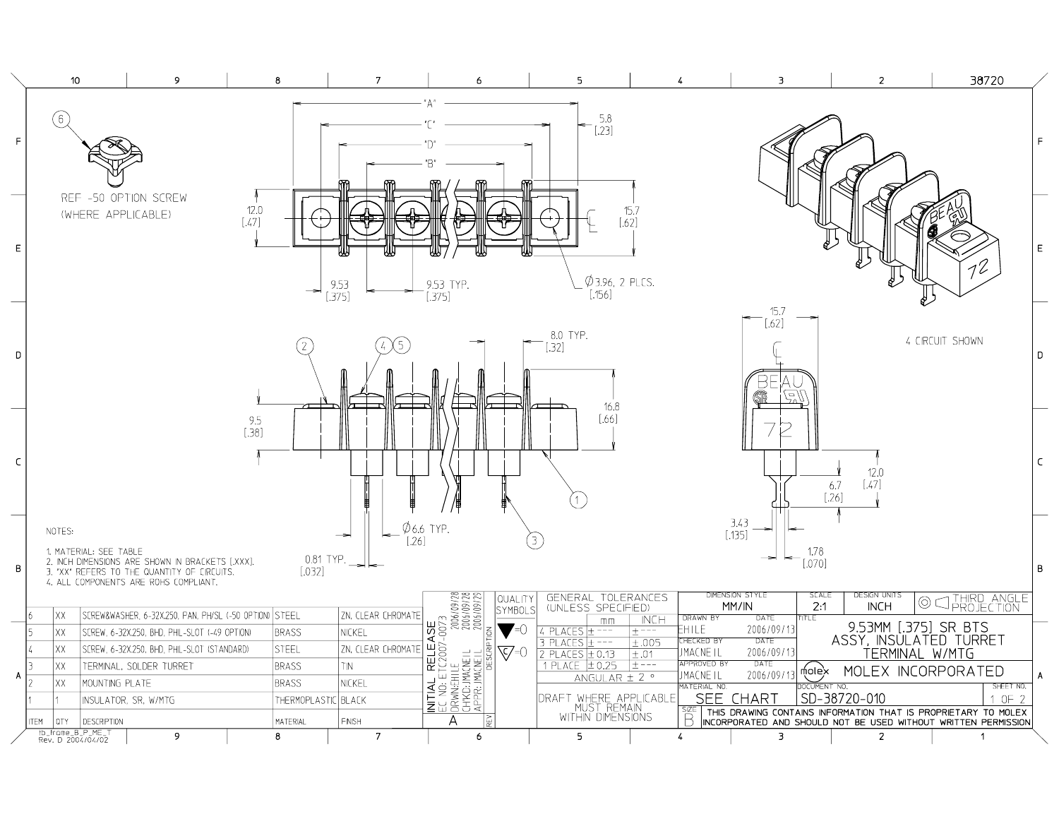REF -50 OPTION SCREW (WHERE APPLICABLE)

4 CIRCUIT SHOWN

NOTES:

1. MATERIAL: SEE TABLE
2. INCH DIMENSIONS ARE SHOWN IN BRACKETS [.XXX].
3. 'XX' REFERS TO THE QUANTITY OF CIRCUITS.
4. ALL COMPONENTS ARE ROHS COMPLIANT.

| ITEM | QTY | DESCRIPTION | MATERIAL | FINISH |
|---|---|---|---|---|
| 6 | XX | SCREW&WASHER, 6-32X.250, PAN, PH/SL (-50 OPTION) | STEEL | ZN, CLEAR CHROMATE |
| 5 | XX | SCREW, 6-32X.250, BHD, PHIL-SLOT (-49 OPTION) | BRASS | NICKEL |
| 4 | XX | SCREW, 6-32X.250, BHD, PHIL-SLOT (STANDARD) | STEEL | ZN, CLEAR CHROMATE |
| 3 | XX | TERMINAL, SOLDER TURRET | BRASS | TIN |
| 2 | XX | MOUNTING PLATE | BRASS | NICKEL |
| 1 | 1 | INSULATOR, SR, W/MTG | THERMOPLASTIC | BLACK |

| REV | DESCRIPTION |
|---|---|
| A | INITIAL RELEASE EC NO: ETC2007-0073 DRWN: EHILE 2006/09/28 CHKD: JMACNEIL 2006/09/28 APPR: JMACNEIL 2006/09/29 |

GENERAL TOLERANCES (UNLESS SPECIFIED)

| | mm | INCH |
|---|---|---|
| 4 PLACES | ± --- | ± --- |
| 3 PLACES | ± --- | ±.005 |
| 2 PLACES | ± 0.13 | ±.01 |
| 1 PLACE | ± 0.25 | ± --- |
| ANGULAR ± 2 ° | | |

DRAFT WHERE APPLICABLE MUST REMAIN WITHIN DIMENSIONS

| DIMENSION STYLE | SCALE | DESIGN UNITS |
|---|---|---|
| MM/IN | 2:1 | INCH |

THIRD ANGLE PROJECTION

| | BY | DATE |
|---|---|---|
| DRAWN BY | EHILE | 2006/09/13 |
| CHECKED BY | JMACNEIL | 2006/09/13 |
| APPROVED BY | JMACNEIL | 2006/09/13 |

TITLE: 9.53MM [.375] SR BTS ASSY, INSULATED TURRET TERMINAL W/MTG

MOLEX INCORPORATED

MATERIAL NO.: SEE CHART

DOCUMENT NO.: SD-38720-010

SHEET NO.: 1 OF 2

SIZE: B

THIS DRAWING CONTAINS INFORMATION THAT IS PROPRIETARY TO MOLEX INCORPORATED AND SHOULD NOT BE USED WITHOUT WRITTEN PERMISSION

tb_frame_B_P_ME_T Rev. D 2004/04/02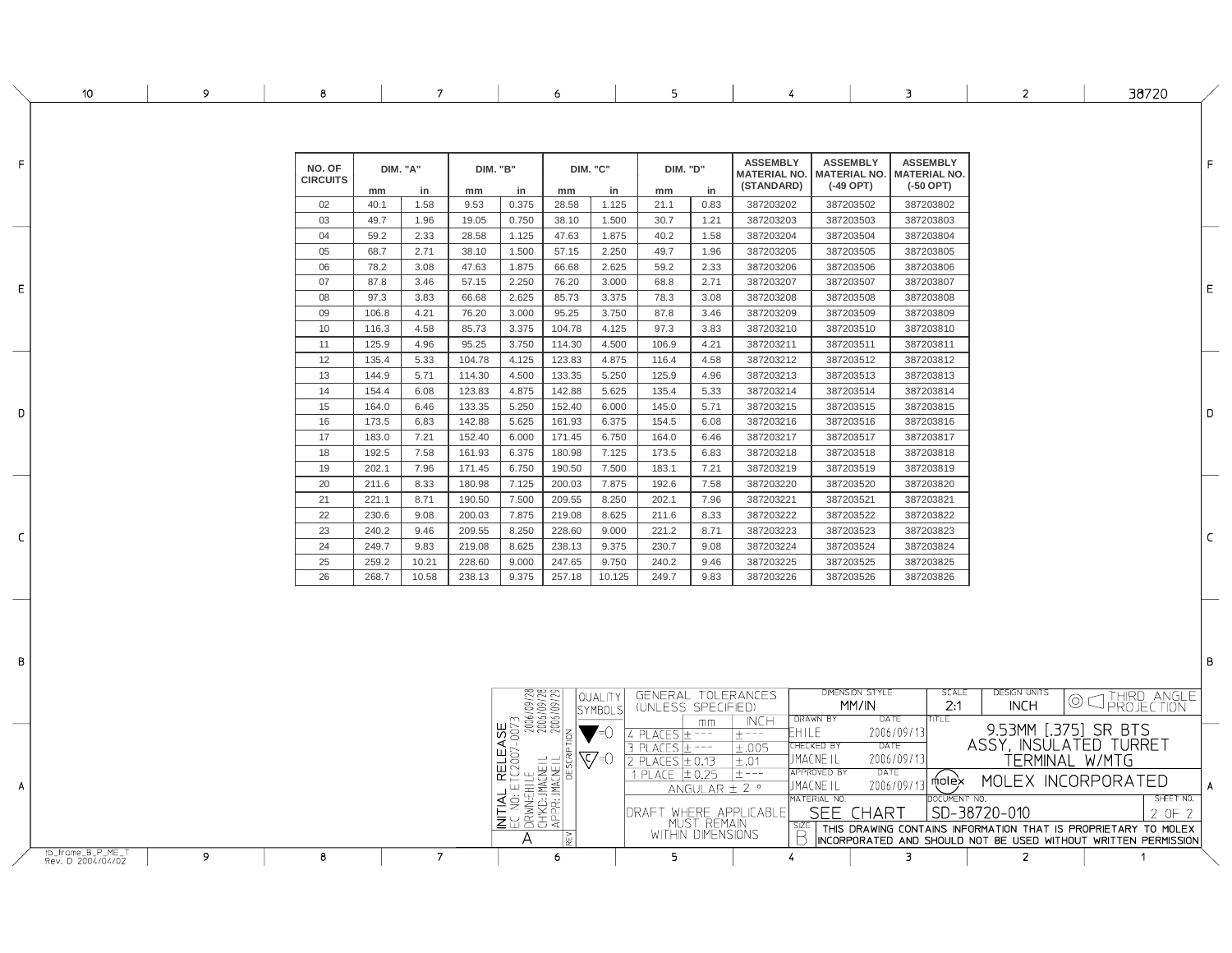| NO. OF CIRCUITS | DIM. "A" | | DIM. "B" | | DIM. "C" | | DIM. "D" | | ASSEMBLY MATERIAL NO. (STANDARD) | ASSEMBLY MATERIAL NO. (-49 OPT) | ASSEMBLY MATERIAL NO. (-50 OPT) |
|---|---|---|---|---|---|---|---|---|---|---|---|
| | mm | in | mm | in | mm | in | mm | in | | | |
| 02 | 40.1 | 1.58 | 9.53 | 0.375 | 28.58 | 1.125 | 21.1 | 0.83 | 387203202 | 387203502 | 387203802 |
| 03 | 49.7 | 1.96 | 19.05 | 0.750 | 38.10 | 1.500 | 30.7 | 1.21 | 387203203 | 387203503 | 387203803 |
| 04 | 59.2 | 2.33 | 28.58 | 1.125 | 47.63 | 1.875 | 40.2 | 1.58 | 387203204 | 387203504 | 387203804 |
| 05 | 68.7 | 2.71 | 38.10 | 1.500 | 57.15 | 2.250 | 49.7 | 1.96 | 387203205 | 387203505 | 387203805 |
| 06 | 78.2 | 3.08 | 47.63 | 1.875 | 66.68 | 2.625 | 59.2 | 2.33 | 387203206 | 387203506 | 387203806 |
| 07 | 87.8 | 3.46 | 57.15 | 2.250 | 76.20 | 3.000 | 68.8 | 2.71 | 387203207 | 387203507 | 387203807 |
| 08 | 97.3 | 3.83 | 66.68 | 2.625 | 85.73 | 3.375 | 78.3 | 3.08 | 387203208 | 387203508 | 387203808 |
| 09 | 106.8 | 4.21 | 76.20 | 3.000 | 95.25 | 3.750 | 87.8 | 3.46 | 387203209 | 387203509 | 387203809 |
| 10 | 116.3 | 4.58 | 85.73 | 3.375 | 104.78 | 4.125 | 97.3 | 3.83 | 387203210 | 387203510 | 387203810 |
| 11 | 125.9 | 4.96 | 95.25 | 3.750 | 114.30 | 4.500 | 106.9 | 4.21 | 387203211 | 387203511 | 387203811 |
| 12 | 135.4 | 5.33 | 104.78 | 4.125 | 123.83 | 4.875 | 116.4 | 4.58 | 387203212 | 387203512 | 387203812 |
| 13 | 144.9 | 5.71 | 114.30 | 4.500 | 133.35 | 5.250 | 125.9 | 4.96 | 387203213 | 387203513 | 387203813 |
| 14 | 154.4 | 6.08 | 123.83 | 4.875 | 142.88 | 5.625 | 135.4 | 5.33 | 387203214 | 387203514 | 387203814 |
| 15 | 164.0 | 6.46 | 133.35 | 5.250 | 152.40 | 6.000 | 145.0 | 5.71 | 387203215 | 387203515 | 387203815 |
| 16 | 173.5 | 6.83 | 142.88 | 5.625 | 161.93 | 6.375 | 154.5 | 6.08 | 387203216 | 387203516 | 387203816 |
| 17 | 183.0 | 7.21 | 152.40 | 6.000 | 171.45 | 6.750 | 164.0 | 6.46 | 387203217 | 387203517 | 387203817 |
| 18 | 192.5 | 7.58 | 161.93 | 6.375 | 180.98 | 7.125 | 173.5 | 6.83 | 387203218 | 387203518 | 387203818 |
| 19 | 202.1 | 7.96 | 171.45 | 6.750 | 190.50 | 7.500 | 183.1 | 7.21 | 387203219 | 387203519 | 387203819 |
| 20 | 211.6 | 8.33 | 180.98 | 7.125 | 200.03 | 7.875 | 192.6 | 7.58 | 387203220 | 387203520 | 387203820 |
| 21 | 221.1 | 8.71 | 190.50 | 7.500 | 209.55 | 8.250 | 202.1 | 7.96 | 387203221 | 387203521 | 387203821 |
| 22 | 230.6 | 9.08 | 200.03 | 7.875 | 219.08 | 8.625 | 211.6 | 8.33 | 387203222 | 387203522 | 387203822 |
| 23 | 240.2 | 9.46 | 209.55 | 8.250 | 228.60 | 9.000 | 221.2 | 8.71 | 387203223 | 387203523 | 387203823 |
| 24 | 249.7 | 9.83 | 219.08 | 8.625 | 238.13 | 9.375 | 230.7 | 9.08 | 387203224 | 387203524 | 387203824 |
| 25 | 259.2 | 10.21 | 228.60 | 9.000 | 247.65 | 9.750 | 240.2 | 9.46 | 387203225 | 387203525 | 387203825 |
| 26 | 268.7 | 10.58 | 238.13 | 9.375 | 257.18 | 10.125 | 249.7 | 9.83 | 387203226 | 387203526 | 387203826 |

INITIAL RELEASE
EC NO: ETC2007-0073 2006/09/28
DRWN: EHILE 2006/09/28
CHKD: JMACNEIL 2006/09/29
APPR: JMACNEIL
DESCRIPTION
REV A

QUALITY SYMBOLS
▼ = 0
◇ = 0

GENERAL TOLERANCES (UNLESS SPECIFIED)

| | mm | INCH |
|---|---|---|
| 4 PLACES | ± --- | ± --- |
| 3 PLACES | ± --- | ± .005 |
| 2 PLACES | ± 0.13 | ± .01 |
| 1 PLACE | ± 0.25 | ± --- |
| ANGULAR ± 2 ° | | |

DRAFT WHERE APPLICABLE MUST REMAIN WITHIN DIMENSIONS

DIMENSION STYLE: MM/IN
SCALE: 2:1
DESIGN UNITS: INCH
THIRD ANGLE PROJECTION

DRAWN BY: EHILE — DATE: 2006/09/13
CHECKED BY: JMACNEIL — DATE: 2006/09/13
APPROVED BY: JMACNEIL — DATE: 2006/09/13

TITLE: 9.53MM [.375] SR BTS ASSY, INSULATED TURRET TERMINAL W/MTG

MOLEX INCORPORATED

MATERIAL NO.: SEE CHART
DOCUMENT NO.: SD-38720-010
SHEET NO.: 2 OF 2
SIZE: B

THIS DRAWING CONTAINS INFORMATION THAT IS PROPRIETARY TO MOLEX INCORPORATED AND SHOULD NOT BE USED WITHOUT WRITTEN PERMISSION

38720

tb_frame_B_P_ME_T Rev. D 2004/04/02